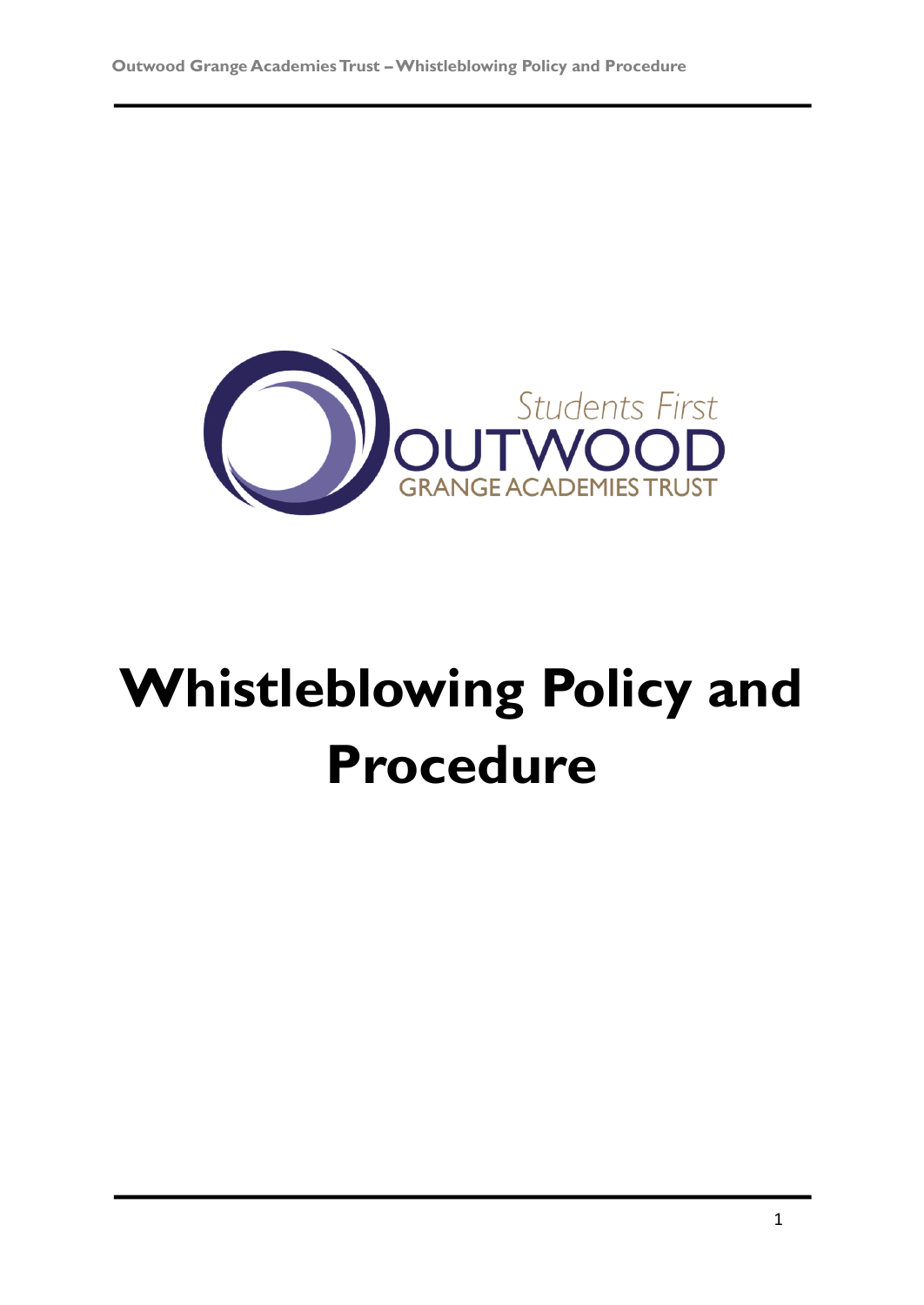Students First
OUTWOOD
GRANGE ACADEMIES TRUST

# Whistleblowing Policy and Procedure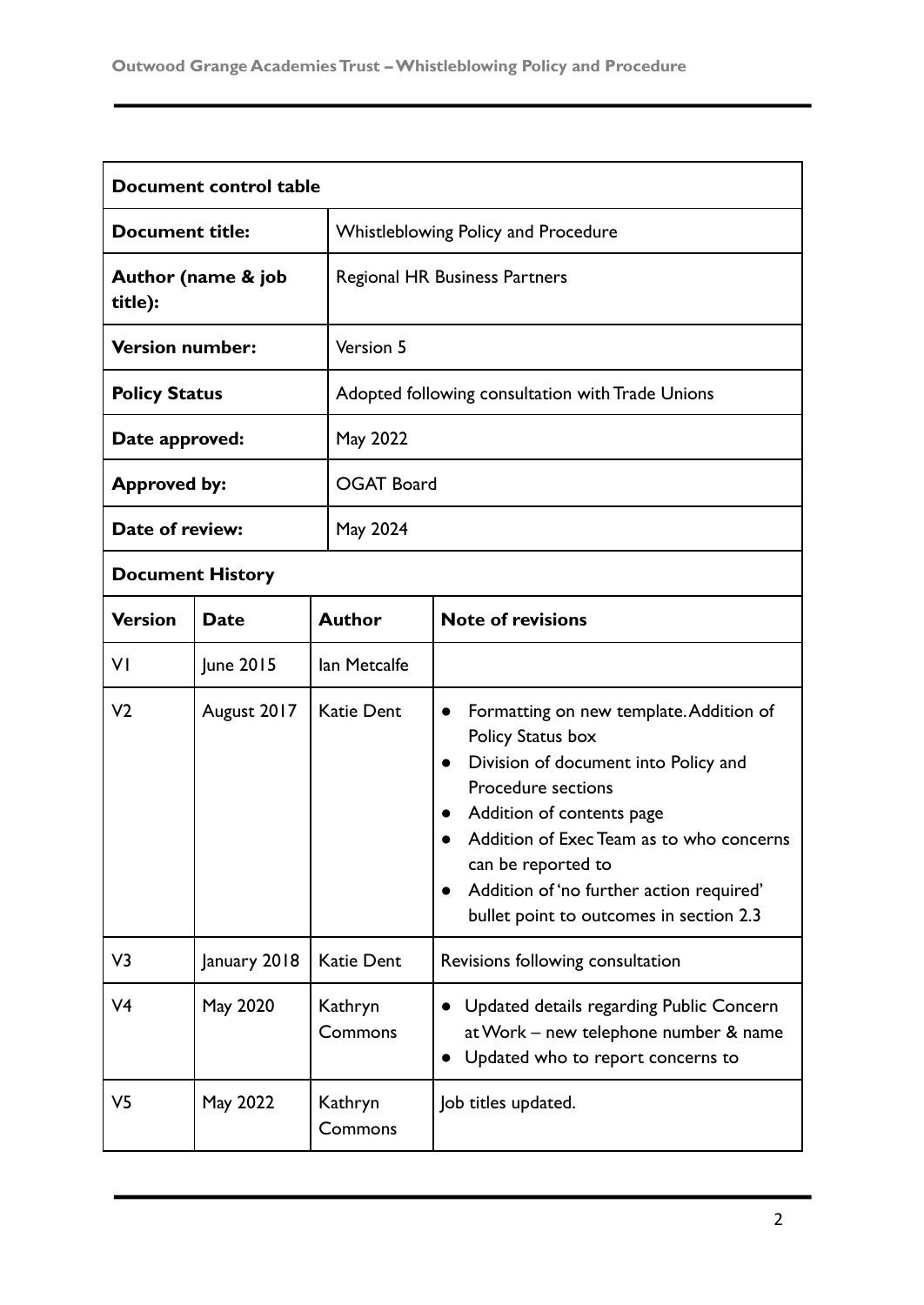| Document control table | |
|---|---|
| **Document title:** | Whistleblowing Policy and Procedure |
| **Author (name & job title):** | Regional HR Business Partners |
| **Version number:** | Version 5 |
| **Policy Status** | Adopted following consultation with Trade Unions |
| **Date approved:** | May 2022 |
| **Approved by:** | OGAT Board |
| **Date of review:** | May 2024 |

**Document History**

| Version | Date | Author | Note of revisions |
|---|---|---|---|
| V1 | June 2015 | Ian Metcalfe | |
| V2 | August 2017 | Katie Dent | • Formatting on new template. Addition of Policy Status box<br>• Division of document into Policy and Procedure sections<br>• Addition of contents page<br>• Addition of Exec Team as to who concerns can be reported to<br>• Addition of 'no further action required' bullet point to outcomes in section 2.3 |
| V3 | January 2018 | Katie Dent | Revisions following consultation |
| V4 | May 2020 | Kathryn Commons | • Updated details regarding Public Concern at Work – new telephone number & name<br>• Updated who to report concerns to |
| V5 | May 2022 | Kathryn Commons | Job titles updated. |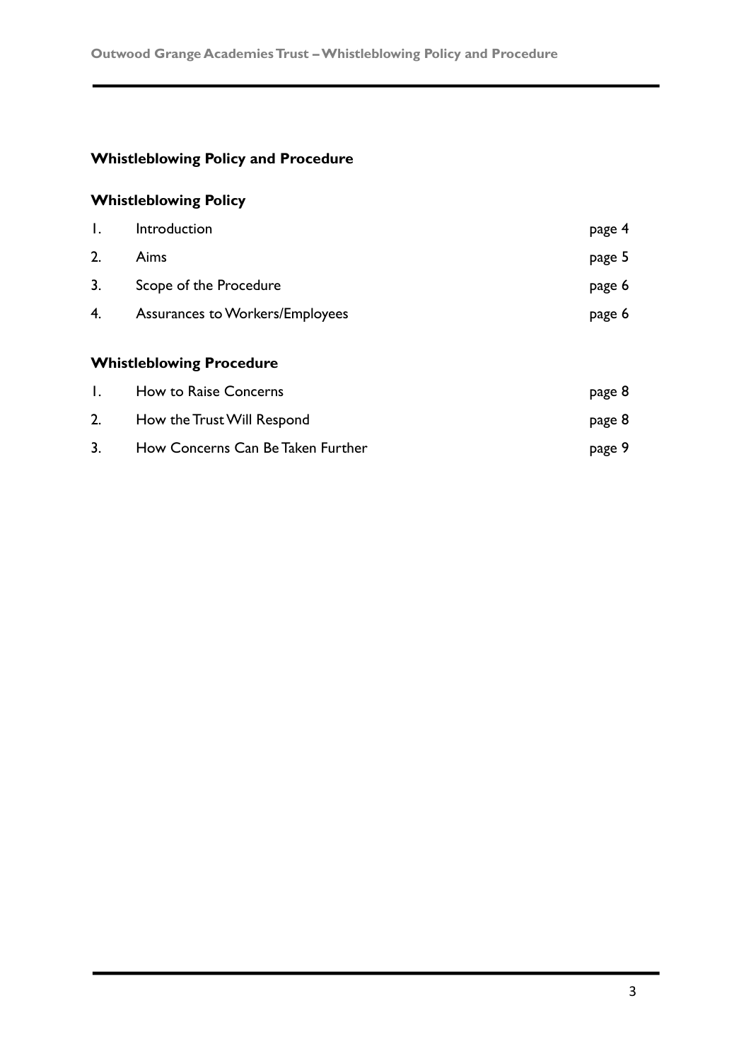## Whistleblowing Policy and Procedure

### Whistleblowing Policy

| | | |
|---|---|---|
| 1. | Introduction | page 4 |
| 2. | Aims | page 5 |
| 3. | Scope of the Procedure | page 6 |
| 4. | Assurances to Workers/Employees | page 6 |

### Whistleblowing Procedure

| | | |
|---|---|---|
| 1. | How to Raise Concerns | page 8 |
| 2. | How the Trust Will Respond | page 8 |
| 3. | How Concerns Can Be Taken Further | page 9 |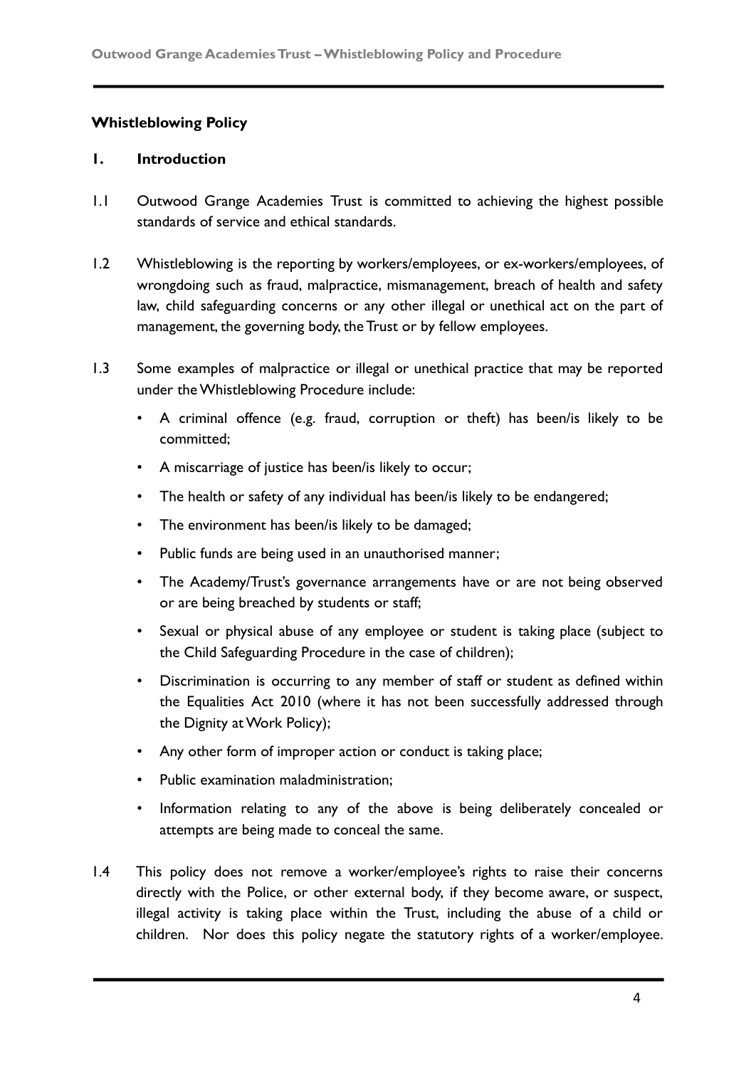**Whistleblowing Policy**

**1. Introduction**

1.1 Outwood Grange Academies Trust is committed to achieving the highest possible standards of service and ethical standards.

1.2 Whistleblowing is the reporting by workers/employees, or ex-workers/employees, of wrongdoing such as fraud, malpractice, mismanagement, breach of health and safety law, child safeguarding concerns or any other illegal or unethical act on the part of management, the governing body, the Trust or by fellow employees.

1.3 Some examples of malpractice or illegal or unethical practice that may be reported under the Whistleblowing Procedure include:

- A criminal offence (e.g. fraud, corruption or theft) has been/is likely to be committed;
- A miscarriage of justice has been/is likely to occur;
- The health or safety of any individual has been/is likely to be endangered;
- The environment has been/is likely to be damaged;
- Public funds are being used in an unauthorised manner;
- The Academy/Trust's governance arrangements have or are not being observed or are being breached by students or staff;
- Sexual or physical abuse of any employee or student is taking place (subject to the Child Safeguarding Procedure in the case of children);
- Discrimination is occurring to any member of staff or student as defined within the Equalities Act 2010 (where it has not been successfully addressed through the Dignity at Work Policy);
- Any other form of improper action or conduct is taking place;
- Public examination maladministration;
- Information relating to any of the above is being deliberately concealed or attempts are being made to conceal the same.

1.4 This policy does not remove a worker/employee's rights to raise their concerns directly with the Police, or other external body, if they become aware, or suspect, illegal activity is taking place within the Trust, including the abuse of a child or children. Nor does this policy negate the statutory rights of a worker/employee.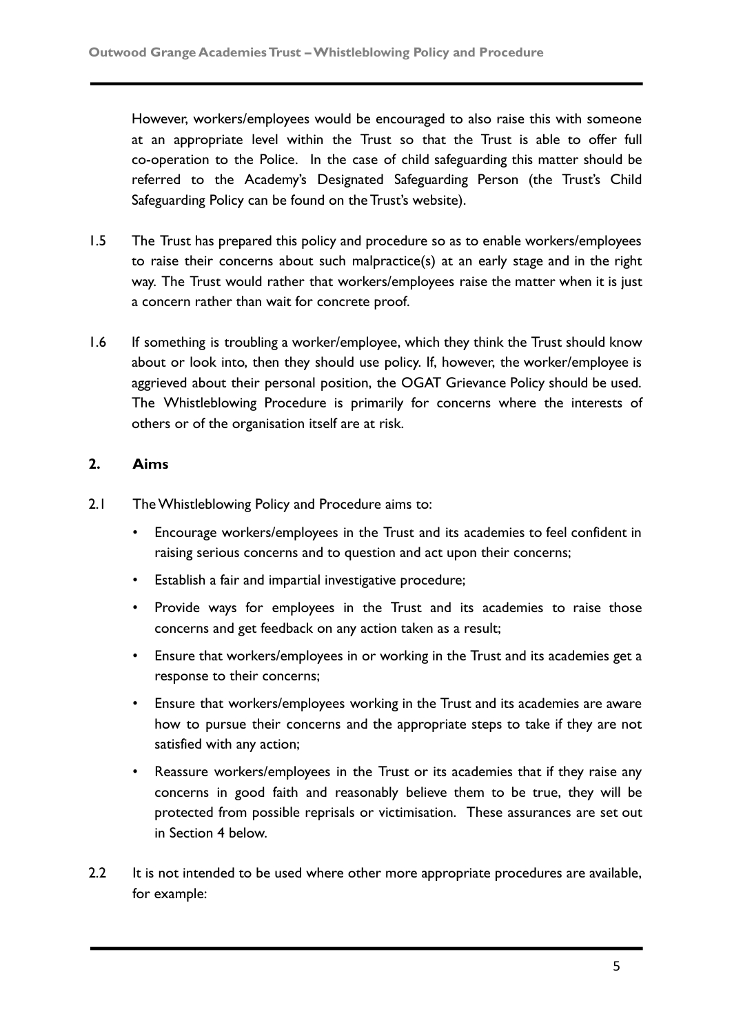However, workers/employees would be encouraged to also raise this with someone at an appropriate level within the Trust so that the Trust is able to offer full co-operation to the Police. In the case of child safeguarding this matter should be referred to the Academy's Designated Safeguarding Person (the Trust's Child Safeguarding Policy can be found on the Trust's website).

1.5 The Trust has prepared this policy and procedure so as to enable workers/employees to raise their concerns about such malpractice(s) at an early stage and in the right way. The Trust would rather that workers/employees raise the matter when it is just a concern rather than wait for concrete proof.

1.6 If something is troubling a worker/employee, which they think the Trust should know about or look into, then they should use policy. If, however, the worker/employee is aggrieved about their personal position, the OGAT Grievance Policy should be used. The Whistleblowing Procedure is primarily for concerns where the interests of others or of the organisation itself are at risk.

## 2. Aims

2.1 The Whistleblowing Policy and Procedure aims to:

- Encourage workers/employees in the Trust and its academies to feel confident in raising serious concerns and to question and act upon their concerns;
- Establish a fair and impartial investigative procedure;
- Provide ways for employees in the Trust and its academies to raise those concerns and get feedback on any action taken as a result;
- Ensure that workers/employees in or working in the Trust and its academies get a response to their concerns;
- Ensure that workers/employees working in the Trust and its academies are aware how to pursue their concerns and the appropriate steps to take if they are not satisfied with any action;
- Reassure workers/employees in the Trust or its academies that if they raise any concerns in good faith and reasonably believe them to be true, they will be protected from possible reprisals or victimisation. These assurances are set out in Section 4 below.

2.2 It is not intended to be used where other more appropriate procedures are available, for example: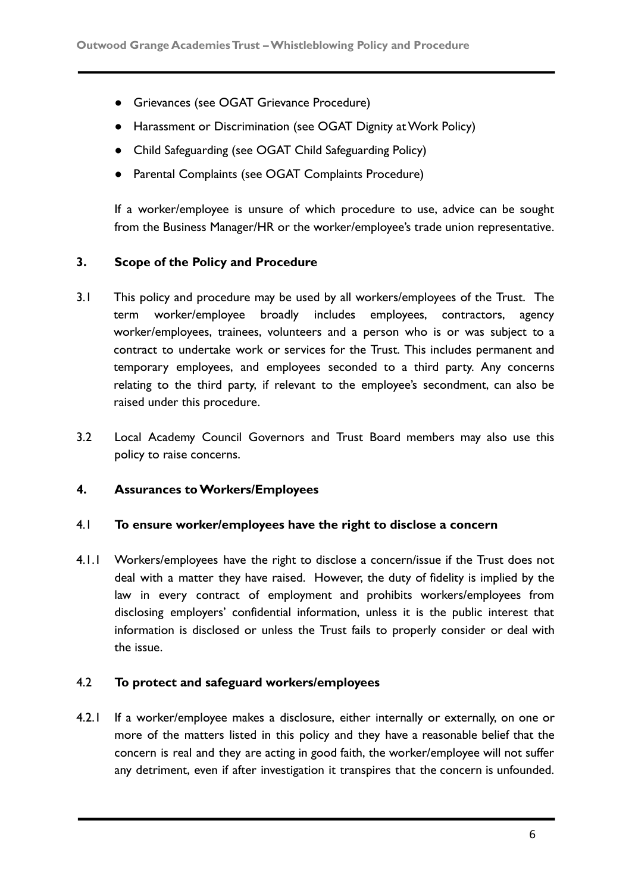- Grievances (see OGAT Grievance Procedure)
- Harassment or Discrimination (see OGAT Dignity at Work Policy)
- Child Safeguarding (see OGAT Child Safeguarding Policy)
- Parental Complaints (see OGAT Complaints Procedure)

If a worker/employee is unsure of which procedure to use, advice can be sought from the Business Manager/HR or the worker/employee's trade union representative.

## 3. Scope of the Policy and Procedure

3.1 This policy and procedure may be used by all workers/employees of the Trust. The term worker/employee broadly includes employees, contractors, agency worker/employees, trainees, volunteers and a person who is or was subject to a contract to undertake work or services for the Trust. This includes permanent and temporary employees, and employees seconded to a third party. Any concerns relating to the third party, if relevant to the employee's secondment, can also be raised under this procedure.

3.2 Local Academy Council Governors and Trust Board members may also use this policy to raise concerns.

## 4. Assurances to Workers/Employees

### 4.1 To ensure worker/employees have the right to disclose a concern

4.1.1 Workers/employees have the right to disclose a concern/issue if the Trust does not deal with a matter they have raised. However, the duty of fidelity is implied by the law in every contract of employment and prohibits workers/employees from disclosing employers' confidential information, unless it is the public interest that information is disclosed or unless the Trust fails to properly consider or deal with the issue.

### 4.2 To protect and safeguard workers/employees

4.2.1 If a worker/employee makes a disclosure, either internally or externally, on one or more of the matters listed in this policy and they have a reasonable belief that the concern is real and they are acting in good faith, the worker/employee will not suffer any detriment, even if after investigation it transpires that the concern is unfounded.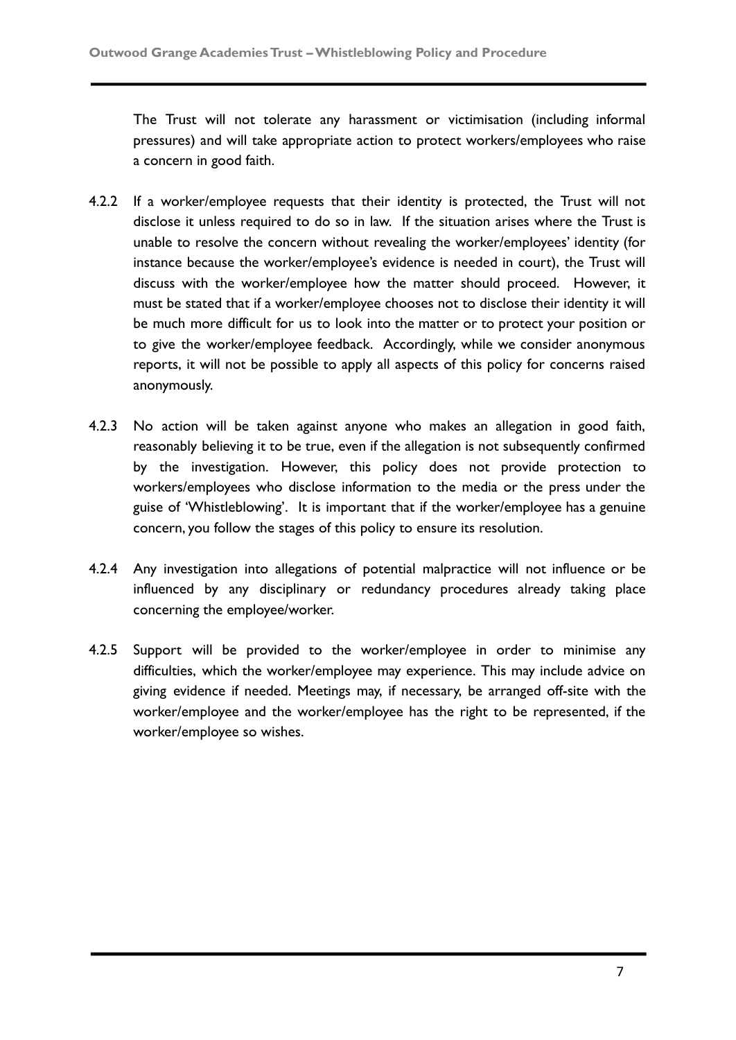The Trust will not tolerate any harassment or victimisation (including informal pressures) and will take appropriate action to protect workers/employees who raise a concern in good faith.

4.2.2 If a worker/employee requests that their identity is protected, the Trust will not disclose it unless required to do so in law. If the situation arises where the Trust is unable to resolve the concern without revealing the worker/employees' identity (for instance because the worker/employee's evidence is needed in court), the Trust will discuss with the worker/employee how the matter should proceed. However, it must be stated that if a worker/employee chooses not to disclose their identity it will be much more difficult for us to look into the matter or to protect your position or to give the worker/employee feedback. Accordingly, while we consider anonymous reports, it will not be possible to apply all aspects of this policy for concerns raised anonymously.

4.2.3 No action will be taken against anyone who makes an allegation in good faith, reasonably believing it to be true, even if the allegation is not subsequently confirmed by the investigation. However, this policy does not provide protection to workers/employees who disclose information to the media or the press under the guise of 'Whistleblowing'. It is important that if the worker/employee has a genuine concern, you follow the stages of this policy to ensure its resolution.

4.2.4 Any investigation into allegations of potential malpractice will not influence or be influenced by any disciplinary or redundancy procedures already taking place concerning the employee/worker.

4.2.5 Support will be provided to the worker/employee in order to minimise any difficulties, which the worker/employee may experience. This may include advice on giving evidence if needed. Meetings may, if necessary, be arranged off-site with the worker/employee and the worker/employee has the right to be represented, if the worker/employee so wishes.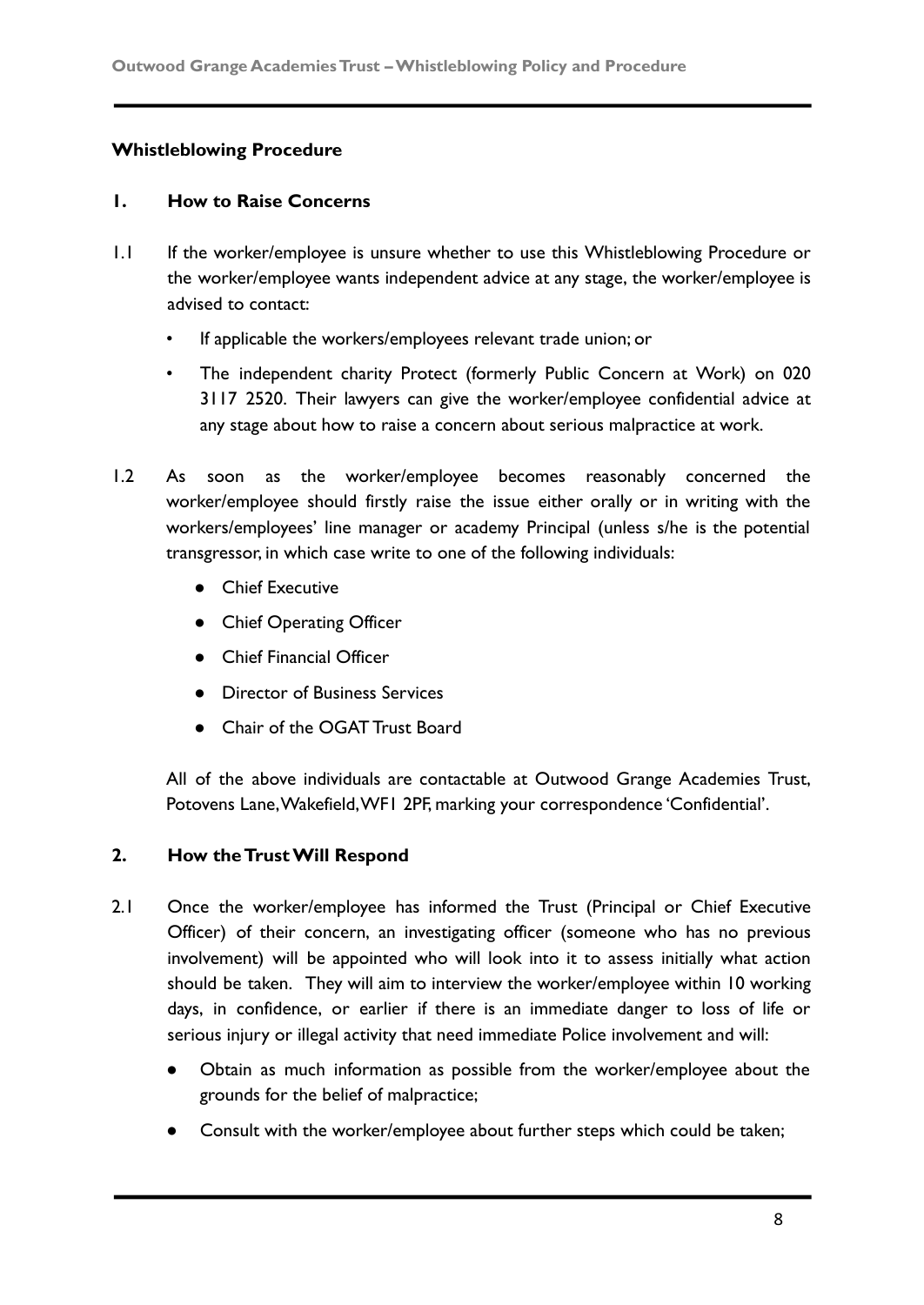## Whistleblowing Procedure

### 1. How to Raise Concerns

1.1 If the worker/employee is unsure whether to use this Whistleblowing Procedure or the worker/employee wants independent advice at any stage, the worker/employee is advised to contact:

- If applicable the workers/employees relevant trade union; or
- The independent charity Protect (formerly Public Concern at Work) on 020 3117 2520. Their lawyers can give the worker/employee confidential advice at any stage about how to raise a concern about serious malpractice at work.

1.2 As soon as the worker/employee becomes reasonably concerned the worker/employee should firstly raise the issue either orally or in writing with the workers/employees' line manager or academy Principal (unless s/he is the potential transgressor, in which case write to one of the following individuals:

- Chief Executive
- Chief Operating Officer
- Chief Financial Officer
- Director of Business Services
- Chair of the OGAT Trust Board

All of the above individuals are contactable at Outwood Grange Academies Trust, Potovens Lane, Wakefield, WF1 2PF, marking your correspondence 'Confidential'.

### 2. How the Trust Will Respond

2.1 Once the worker/employee has informed the Trust (Principal or Chief Executive Officer) of their concern, an investigating officer (someone who has no previous involvement) will be appointed who will look into it to assess initially what action should be taken. They will aim to interview the worker/employee within 10 working days, in confidence, or earlier if there is an immediate danger to loss of life or serious injury or illegal activity that need immediate Police involvement and will:

- Obtain as much information as possible from the worker/employee about the grounds for the belief of malpractice;
- Consult with the worker/employee about further steps which could be taken;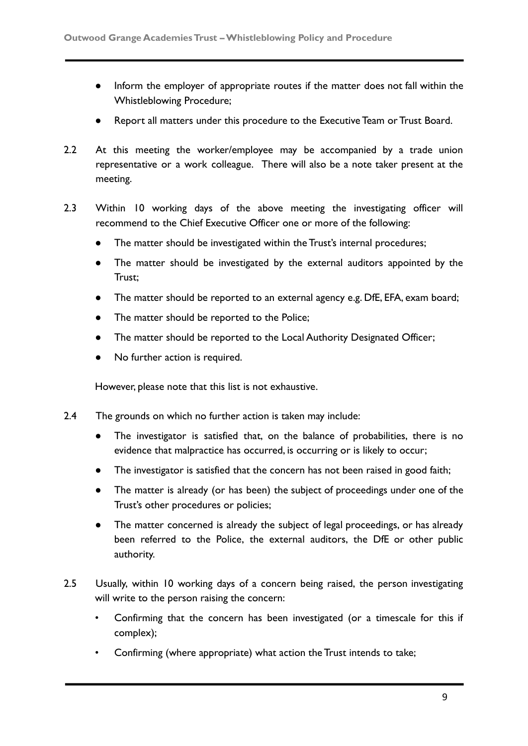- Inform the employer of appropriate routes if the matter does not fall within the Whistleblowing Procedure;
- Report all matters under this procedure to the Executive Team or Trust Board.

2.2 At this meeting the worker/employee may be accompanied by a trade union representative or a work colleague. There will also be a note taker present at the meeting.

2.3 Within 10 working days of the above meeting the investigating officer will recommend to the Chief Executive Officer one or more of the following:

- The matter should be investigated within the Trust's internal procedures;
- The matter should be investigated by the external auditors appointed by the Trust;
- The matter should be reported to an external agency e.g. DfE, EFA, exam board;
- The matter should be reported to the Police;
- The matter should be reported to the Local Authority Designated Officer;
- No further action is required.

However, please note that this list is not exhaustive.

2.4 The grounds on which no further action is taken may include:

- The investigator is satisfied that, on the balance of probabilities, there is no evidence that malpractice has occurred, is occurring or is likely to occur;
- The investigator is satisfied that the concern has not been raised in good faith;
- The matter is already (or has been) the subject of proceedings under one of the Trust's other procedures or policies;
- The matter concerned is already the subject of legal proceedings, or has already been referred to the Police, the external auditors, the DfE or other public authority.

2.5 Usually, within 10 working days of a concern being raised, the person investigating will write to the person raising the concern:

- Confirming that the concern has been investigated (or a timescale for this if complex);
- Confirming (where appropriate) what action the Trust intends to take;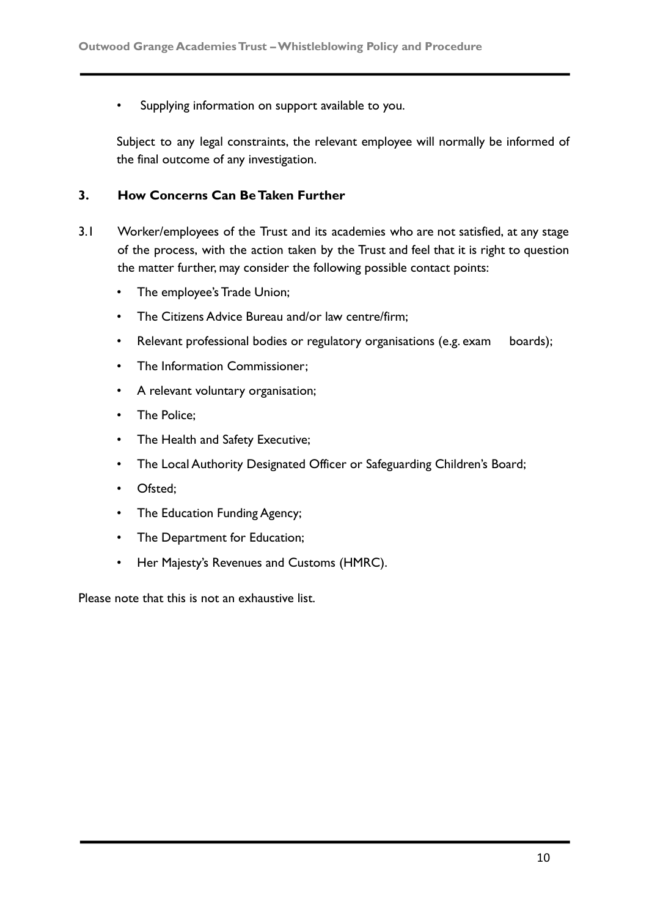- Supplying information on support available to you.

Subject to any legal constraints, the relevant employee will normally be informed of the final outcome of any investigation.

## 3. How Concerns Can Be Taken Further

3.1 Worker/employees of the Trust and its academies who are not satisfied, at any stage of the process, with the action taken by the Trust and feel that it is right to question the matter further, may consider the following possible contact points:

- The employee's Trade Union;
- The Citizens Advice Bureau and/or law centre/firm;
- Relevant professional bodies or regulatory organisations (e.g. exam boards);
- The Information Commissioner;
- A relevant voluntary organisation;
- The Police;
- The Health and Safety Executive;
- The Local Authority Designated Officer or Safeguarding Children's Board;
- Ofsted;
- The Education Funding Agency;
- The Department for Education;
- Her Majesty's Revenues and Customs (HMRC).

Please note that this is not an exhaustive list.